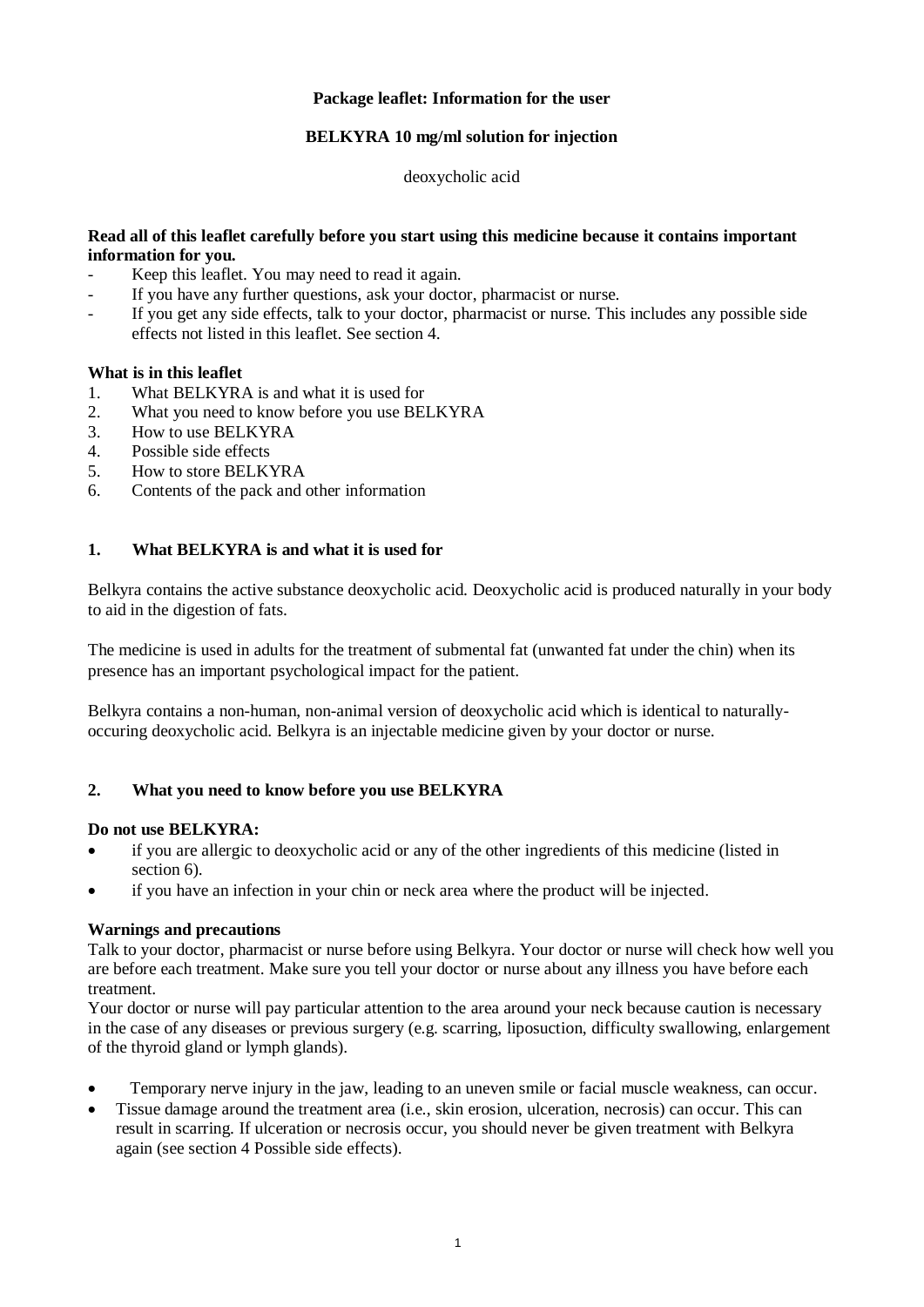**Package leaflet: Information for the user**

**BELKYRA 10 mg/ml solution for injection**

deoxycholic acid

**Read all of this leaflet carefully before you start using this medicine because it contains important information for you.**

- Keep this leaflet. You may need to read it again.
- If you have any further questions, ask your doctor, pharmacist or nurse.
- If you get any side effects, talk to your doctor, pharmacist or nurse. This includes any possible side effects not listed in this leaflet. See section 4.

**What is in this leaflet**

1. What BELKYRA is and what it is used for
2. What you need to know before you use BELKYRA
3. How to use BELKYRA
4. Possible side effects
5. How to store BELKYRA
6. Contents of the pack and other information

## 1. What BELKYRA is and what it is used for

Belkyra contains the active substance deoxycholic acid. Deoxycholic acid is produced naturally in your body to aid in the digestion of fats.

The medicine is used in adults for the treatment of submental fat (unwanted fat under the chin) when its presence has an important psychological impact for the patient.

Belkyra contains a non-human, non-animal version of deoxycholic acid which is identical to naturally-occuring deoxycholic acid. Belkyra is an injectable medicine given by your doctor or nurse.

## 2. What you need to know before you use BELKYRA

**Do not use BELKYRA:**

- if you are allergic to deoxycholic acid or any of the other ingredients of this medicine (listed in section 6).
- if you have an infection in your chin or neck area where the product will be injected.

**Warnings and precautions**

Talk to your doctor, pharmacist or nurse before using Belkyra. Your doctor or nurse will check how well you are before each treatment. Make sure you tell your doctor or nurse about any illness you have before each treatment.

Your doctor or nurse will pay particular attention to the area around your neck because caution is necessary in the case of any diseases or previous surgery (e.g. scarring, liposuction, difficulty swallowing, enlargement of the thyroid gland or lymph glands).

- Temporary nerve injury in the jaw, leading to an uneven smile or facial muscle weakness, can occur.
- Tissue damage around the treatment area (i.e., skin erosion, ulceration, necrosis) can occur. This can result in scarring. If ulceration or necrosis occur, you should never be given treatment with Belkyra again (see section 4 Possible side effects).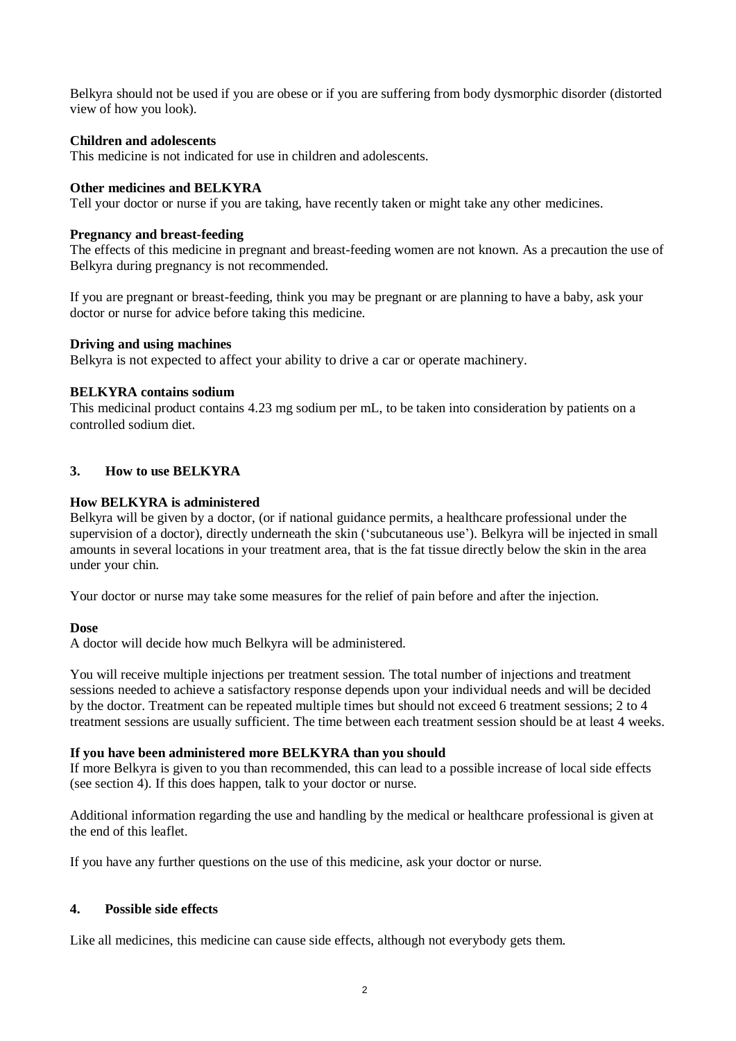Belkyra should not be used if you are obese or if you are suffering from body dysmorphic disorder (distorted view of how you look).

**Children and adolescents**

This medicine is not indicated for use in children and adolescents.

**Other medicines and BELKYRA**

Tell your doctor or nurse if you are taking, have recently taken or might take any other medicines.

**Pregnancy and breast-feeding**

The effects of this medicine in pregnant and breast-feeding women are not known. As a precaution the use of Belkyra during pregnancy is not recommended.

If you are pregnant or breast-feeding, think you may be pregnant or are planning to have a baby, ask your doctor or nurse for advice before taking this medicine.

**Driving and using machines**

Belkyra is not expected to affect your ability to drive a car or operate machinery.

**BELKYRA contains sodium**

This medicinal product contains 4.23 mg sodium per mL, to be taken into consideration by patients on a controlled sodium diet.

## 3. How to use BELKYRA

**How BELKYRA is administered**

Belkyra will be given by a doctor, (or if national guidance permits, a healthcare professional under the supervision of a doctor), directly underneath the skin ('subcutaneous use'). Belkyra will be injected in small amounts in several locations in your treatment area, that is the fat tissue directly below the skin in the area under your chin.

Your doctor or nurse may take some measures for the relief of pain before and after the injection.

**Dose**

A doctor will decide how much Belkyra will be administered.

You will receive multiple injections per treatment session. The total number of injections and treatment sessions needed to achieve a satisfactory response depends upon your individual needs and will be decided by the doctor. Treatment can be repeated multiple times but should not exceed 6 treatment sessions; 2 to 4 treatment sessions are usually sufficient. The time between each treatment session should be at least 4 weeks.

**If you have been administered more BELKYRA than you should**

If more Belkyra is given to you than recommended, this can lead to a possible increase of local side effects (see section 4). If this does happen, talk to your doctor or nurse.

Additional information regarding the use and handling by the medical or healthcare professional is given at the end of this leaflet.

If you have any further questions on the use of this medicine, ask your doctor or nurse.

## 4. Possible side effects

Like all medicines, this medicine can cause side effects, although not everybody gets them.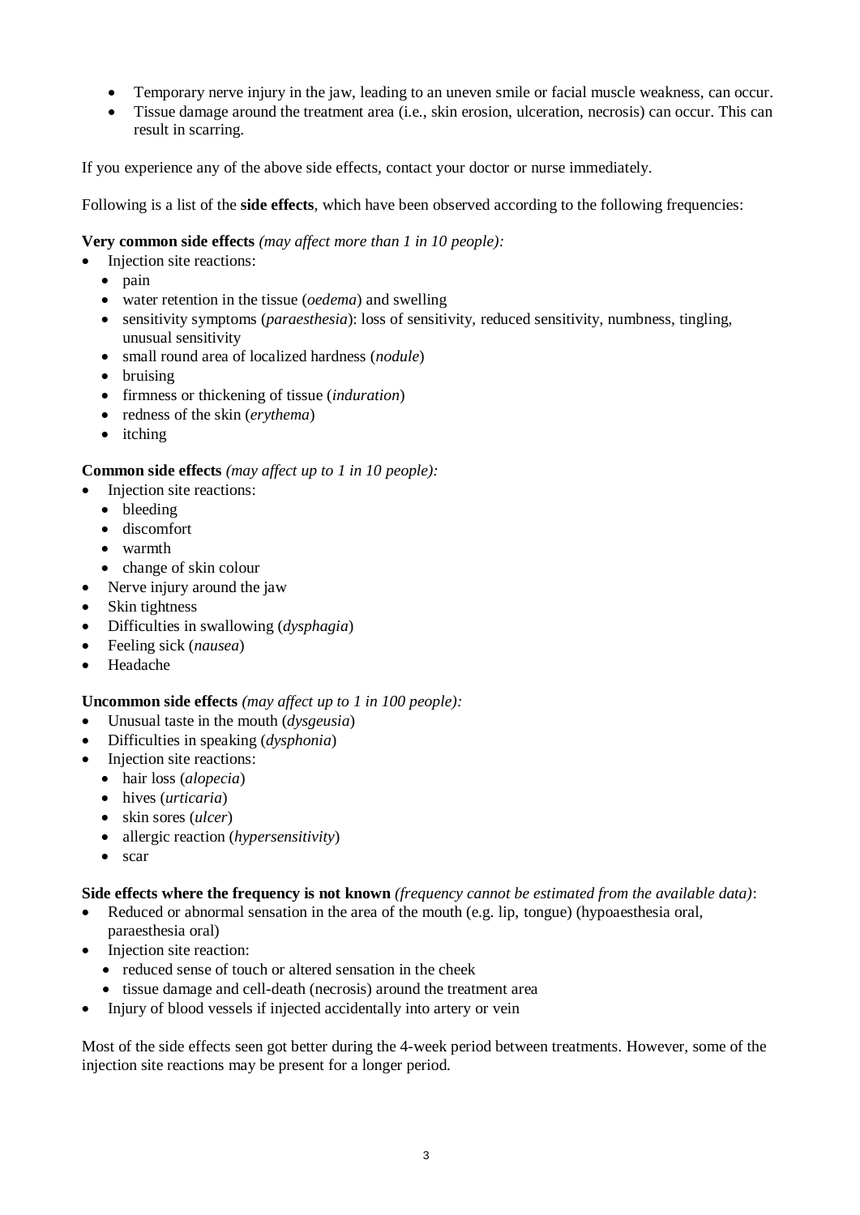- Temporary nerve injury in the jaw, leading to an uneven smile or facial muscle weakness, can occur.
- Tissue damage around the treatment area (i.e., skin erosion, ulceration, necrosis) can occur. This can result in scarring.

If you experience any of the above side effects, contact your doctor or nurse immediately.

Following is a list of the **side effects**, which have been observed according to the following frequencies:

**Very common side effects** *(may affect more than 1 in 10 people):*

- Injection site reactions:
  - pain
  - water retention in the tissue (*oedema*) and swelling
  - sensitivity symptoms (*paraesthesia*): loss of sensitivity, reduced sensitivity, numbness, tingling, unusual sensitivity
  - small round area of localized hardness (*nodule*)
  - bruising
  - firmness or thickening of tissue (*induration*)
  - redness of the skin (*erythema*)
  - itching

**Common side effects** *(may affect up to 1 in 10 people):*

- Injection site reactions:
  - bleeding
  - discomfort
  - warmth
  - change of skin colour
- Nerve injury around the jaw
- Skin tightness
- Difficulties in swallowing (*dysphagia*)
- Feeling sick (*nausea*)
- Headache

**Uncommon side effects** *(may affect up to 1 in 100 people):*

- Unusual taste in the mouth (*dysgeusia*)
- Difficulties in speaking (*dysphonia*)
- Injection site reactions:
  - hair loss (*alopecia*)
  - hives (*urticaria*)
  - skin sores (*ulcer*)
  - allergic reaction (*hypersensitivity*)
  - scar

**Side effects where the frequency is not known** *(frequency cannot be estimated from the available data)*:

- Reduced or abnormal sensation in the area of the mouth (e.g. lip, tongue) (hypoaesthesia oral, paraesthesia oral)
- Injection site reaction:
  - reduced sense of touch or altered sensation in the cheek
  - tissue damage and cell-death (necrosis) around the treatment area
- Injury of blood vessels if injected accidentally into artery or vein

Most of the side effects seen got better during the 4-week period between treatments. However, some of the injection site reactions may be present for a longer period.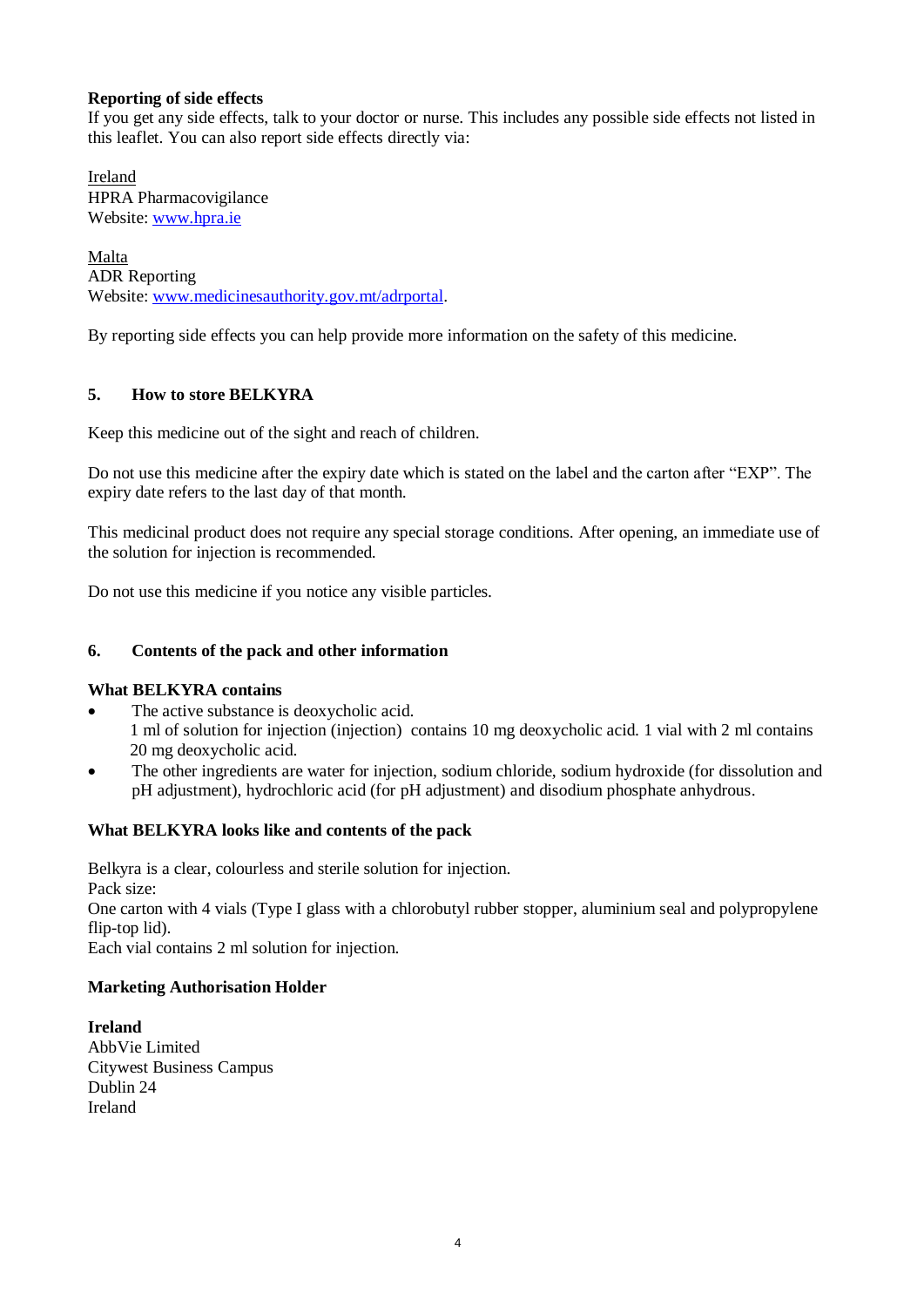**Reporting of side effects**
If you get any side effects, talk to your doctor or nurse. This includes any possible side effects not listed in this leaflet. You can also report side effects directly via:

Ireland
HPRA Pharmacovigilance
Website: www.hpra.ie

Malta
ADR Reporting
Website: www.medicinesauthority.gov.mt/adrportal.

By reporting side effects you can help provide more information on the safety of this medicine.

## 5. How to store BELKYRA

Keep this medicine out of the sight and reach of children.

Do not use this medicine after the expiry date which is stated on the label and the carton after "EXP". The expiry date refers to the last day of that month.

This medicinal product does not require any special storage conditions. After opening, an immediate use of the solution for injection is recommended.

Do not use this medicine if you notice any visible particles.

## 6. Contents of the pack and other information

**What BELKYRA contains**

- The active substance is deoxycholic acid.
  1 ml of solution for injection (injection) contains 10 mg deoxycholic acid. 1 vial with 2 ml contains 20 mg deoxycholic acid.
- The other ingredients are water for injection, sodium chloride, sodium hydroxide (for dissolution and pH adjustment), hydrochloric acid (for pH adjustment) and disodium phosphate anhydrous.

**What BELKYRA looks like and contents of the pack**

Belkyra is a clear, colourless and sterile solution for injection.
Pack size:
One carton with 4 vials (Type I glass with a chlorobutyl rubber stopper, aluminium seal and polypropylene flip-top lid).
Each vial contains 2 ml solution for injection.

**Marketing Authorisation Holder**

**Ireland**
AbbVie Limited
Citywest Business Campus
Dublin 24
Ireland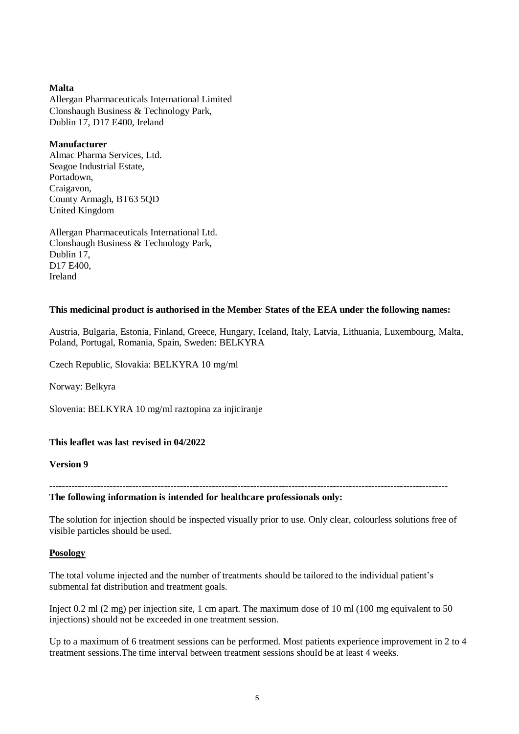**Malta**
Allergan Pharmaceuticals International Limited
Clonshaugh Business & Technology Park,
Dublin 17, D17 E400, Ireland

**Manufacturer**
Almac Pharma Services, Ltd.
Seagoe Industrial Estate,
Portadown,
Craigavon,
County Armagh, BT63 5QD
United Kingdom

Allergan Pharmaceuticals International Ltd.
Clonshaugh Business & Technology Park,
Dublin 17,
D17 E400,
Ireland

**This medicinal product is authorised in the Member States of the EEA under the following names:**

Austria, Bulgaria, Estonia, Finland, Greece, Hungary, Iceland, Italy, Latvia, Lithuania, Luxembourg, Malta, Poland, Portugal, Romania, Spain, Sweden: BELKYRA

Czech Republic, Slovakia: BELKYRA 10 mg/ml

Norway: Belkyra

Slovenia: BELKYRA 10 mg/ml raztopina za injiciranje

**This leaflet was last revised in 04/2022**

**Version 9**

---

**The following information is intended for healthcare professionals only:**

The solution for injection should be inspected visually prior to use. Only clear, colourless solutions free of visible particles should be used.

**Posology**

The total volume injected and the number of treatments should be tailored to the individual patient's submental fat distribution and treatment goals.

Inject 0.2 ml (2 mg) per injection site, 1 cm apart. The maximum dose of 10 ml (100 mg equivalent to 50 injections) should not be exceeded in one treatment session.

Up to a maximum of 6 treatment sessions can be performed. Most patients experience improvement in 2 to 4 treatment sessions.The time interval between treatment sessions should be at least 4 weeks.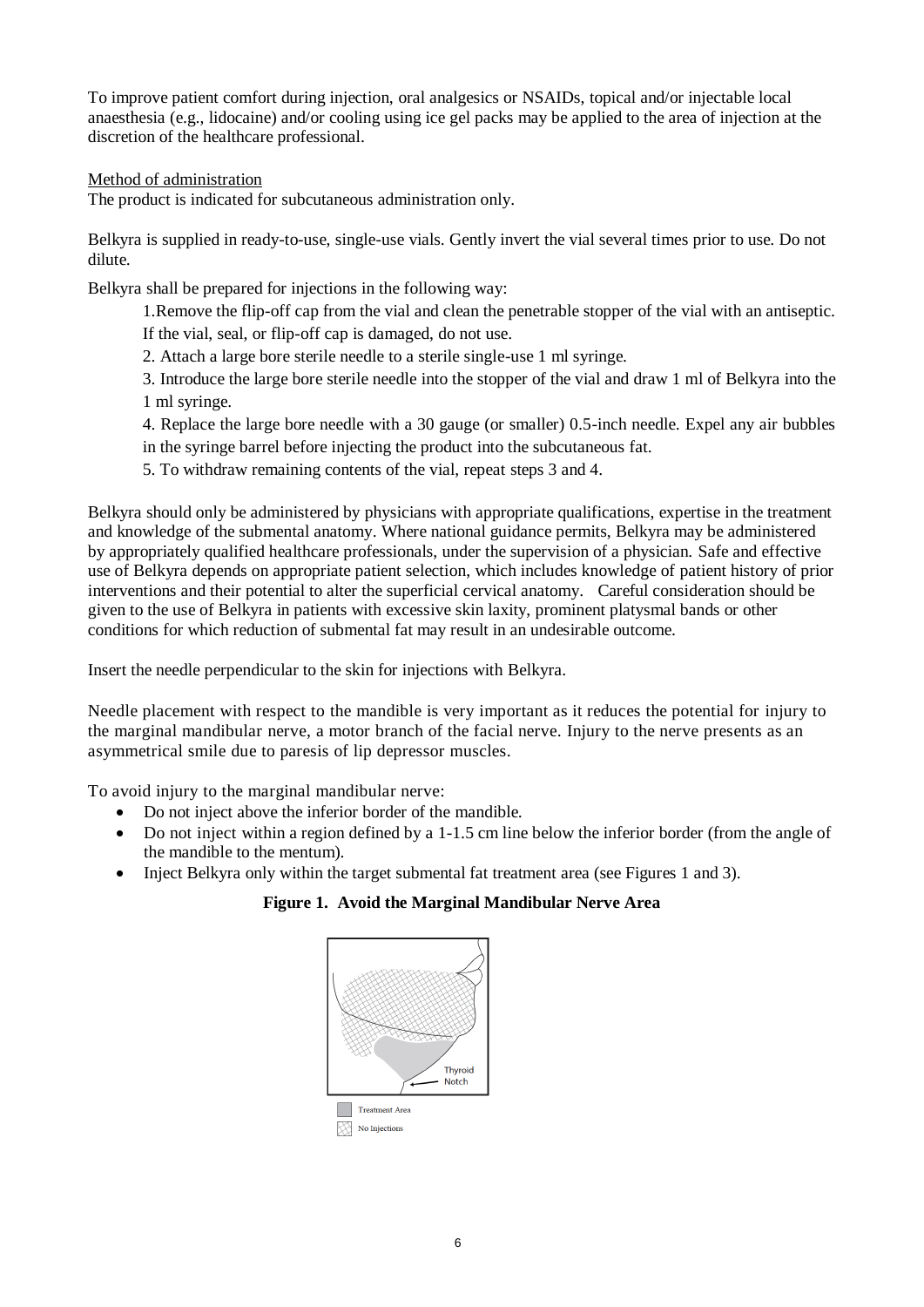To improve patient comfort during injection, oral analgesics or NSAIDs, topical and/or injectable local anaesthesia (e.g., lidocaine) and/or cooling using ice gel packs may be applied to the area of injection at the discretion of the healthcare professional.

Method of administration

The product is indicated for subcutaneous administration only.

Belkyra is supplied in ready-to-use, single-use vials. Gently invert the vial several times prior to use. Do not dilute.

Belkyra shall be prepared for injections in the following way:

1. Remove the flip-off cap from the vial and clean the penetrable stopper of the vial with an antiseptic. If the vial, seal, or flip-off cap is damaged, do not use.
2. Attach a large bore sterile needle to a sterile single-use 1 ml syringe.
3. Introduce the large bore sterile needle into the stopper of the vial and draw 1 ml of Belkyra into the 1 ml syringe.
4. Replace the large bore needle with a 30 gauge (or smaller) 0.5-inch needle. Expel any air bubbles in the syringe barrel before injecting the product into the subcutaneous fat.
5. To withdraw remaining contents of the vial, repeat steps 3 and 4.

Belkyra should only be administered by physicians with appropriate qualifications, expertise in the treatment and knowledge of the submental anatomy. Where national guidance permits, Belkyra may be administered by appropriately qualified healthcare professionals, under the supervision of a physician. Safe and effective use of Belkyra depends on appropriate patient selection, which includes knowledge of patient history of prior interventions and their potential to alter the superficial cervical anatomy. Careful consideration should be given to the use of Belkyra in patients with excessive skin laxity, prominent platysmal bands or other conditions for which reduction of submental fat may result in an undesirable outcome.

Insert the needle perpendicular to the skin for injections with Belkyra.

Needle placement with respect to the mandible is very important as it reduces the potential for injury to the marginal mandibular nerve, a motor branch of the facial nerve. Injury to the nerve presents as an asymmetrical smile due to paresis of lip depressor muscles.

To avoid injury to the marginal mandibular nerve:

- Do not inject above the inferior border of the mandible.
- Do not inject within a region defined by a 1-1.5 cm line below the inferior border (from the angle of the mandible to the mentum).
- Inject Belkyra only within the target submental fat treatment area (see Figures 1 and 3).

**Figure 1. Avoid the Marginal Mandibular Nerve Area**

Thyroid Notch

Treatment Area

No Injections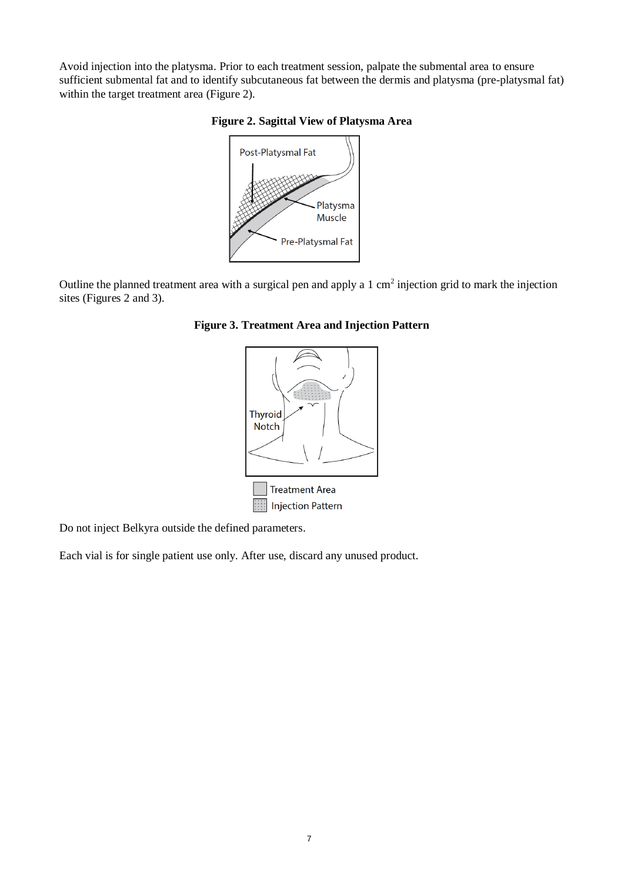Avoid injection into the platysma. Prior to each treatment session, palpate the submental area to ensure sufficient submental fat and to identify subcutaneous fat between the dermis and platysma (pre-platysmal fat) within the target treatment area (Figure 2).

**Figure 2. Sagittal View of Platysma Area**

Post-Platysmal Fat

Platysma Muscle

Pre-Platysmal Fat

Outline the planned treatment area with a surgical pen and apply a 1 $cm^2$ injection grid to mark the injection sites (Figures 2 and 3).

**Figure 3. Treatment Area and Injection Pattern**

Thyroid Notch

Treatment Area

Injection Pattern

Do not inject Belkyra outside the defined parameters.

Each vial is for single patient use only. After use, discard any unused product.